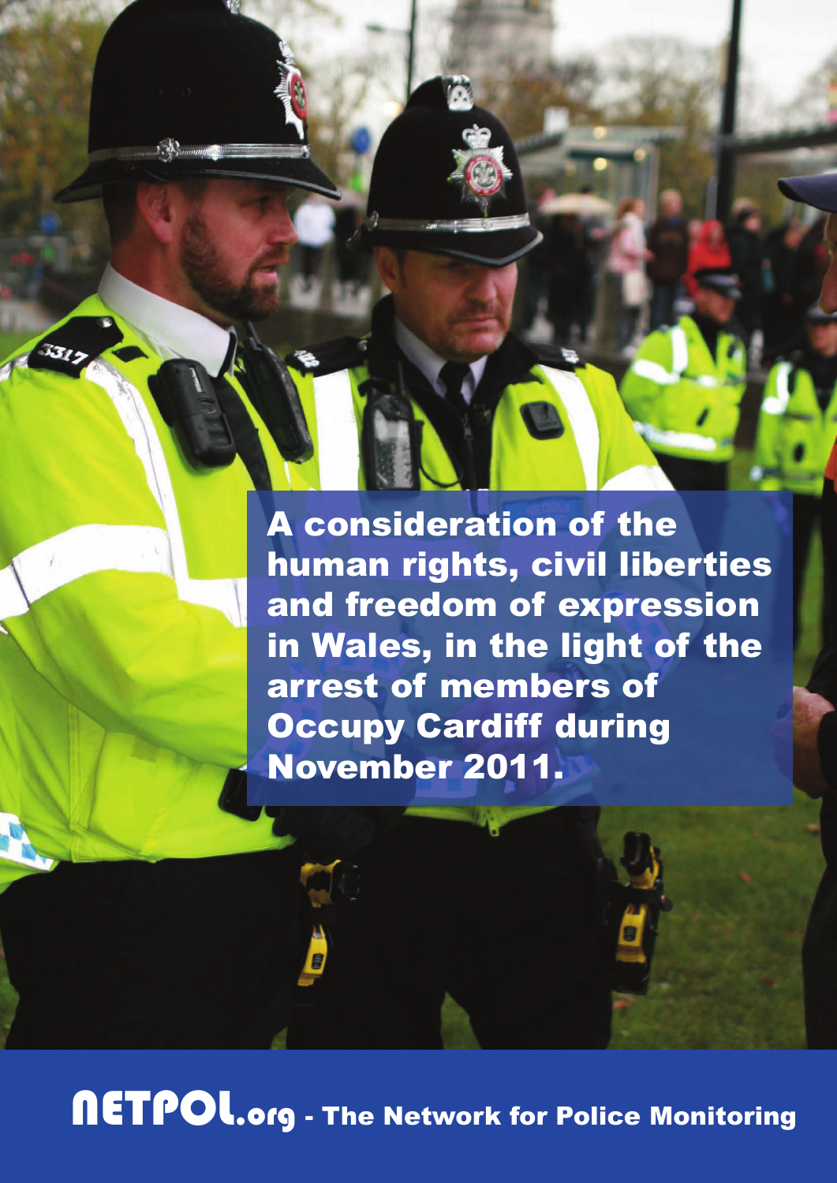# A consideration of the human rights, civil liberties and freedom of expression in Wales, in the light of the arrest of members of Occupy Cardiff during November 2011.

NETPOL.org - The Network for Police Monitoring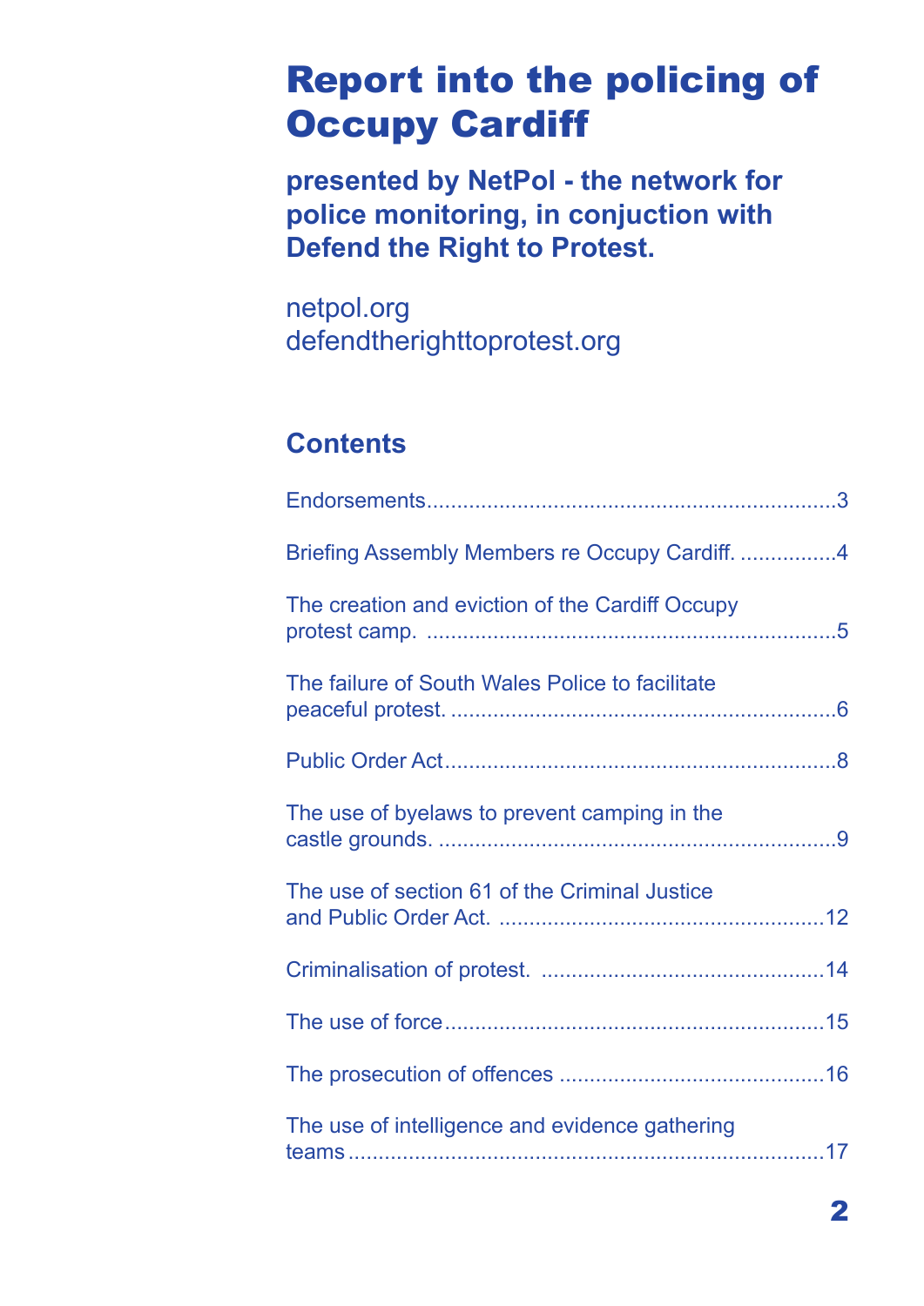# Report into the policing of Occupy Cardiff

## presented by NetPol - the network for police monitoring, in conjuction with Defend the Right to Protest.

netpol.org
defendtherighttoprotest.org

## Contents

Endorsements....................................................................3

Briefing Assembly Members re Occupy Cardiff. ................4

The creation and eviction of the Cardiff Occupy protest camp. ....................................................................5

The failure of South Wales Police to facilitate peaceful protest. ................................................................6

Public Order Act.................................................................8

The use of byelaws to prevent camping in the castle grounds. ..................................................................9

The use of section 61 of the Criminal Justice and Public Order Act. ......................................................12

Criminalisation of protest. ...............................................14

The use of force...............................................................15

The prosecution of offences ............................................16

The use of intelligence and evidence gathering teams ................................................................................17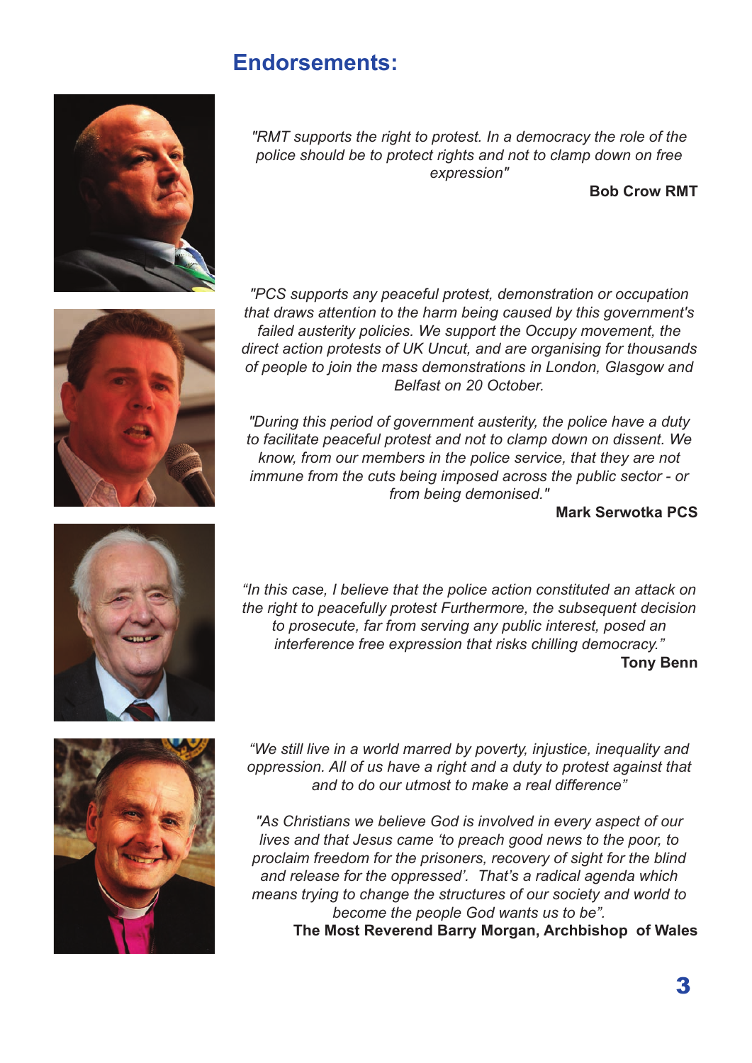# Endorsements:

*"RMT supports the right to protest. In a democracy the role of the police should be to protect rights and not to clamp down on free expression"*

**Bob Crow RMT**

*"PCS supports any peaceful protest, demonstration or occupation that draws attention to the harm being caused by this government's failed austerity policies. We support the Occupy movement, the direct action protests of UK Uncut, and are organising for thousands of people to join the mass demonstrations in London, Glasgow and Belfast on 20 October.*

*"During this period of government austerity, the police have a duty to facilitate peaceful protest and not to clamp down on dissent. We know, from our members in the police service, that they are not immune from the cuts being imposed across the public sector - or from being demonised."*

**Mark Serwotka PCS**

*"In this case, I believe that the police action constituted an attack on the right to peacefully protest Furthermore, the subsequent decision to prosecute, far from serving any public interest, posed an interference free expression that risks chilling democracy."*

**Tony Benn**

*"We still live in a world marred by poverty, injustice, inequality and oppression. All of us have a right and a duty to protest against that and to do our utmost to make a real difference"*

*"As Christians we believe God is involved in every aspect of our lives and that Jesus came 'to preach good news to the poor, to proclaim freedom for the prisoners, recovery of sight for the blind and release for the oppressed'. That's a radical agenda which means trying to change the structures of our society and world to become the people God wants us to be".*

**The Most Reverend Barry Morgan, Archbishop of Wales**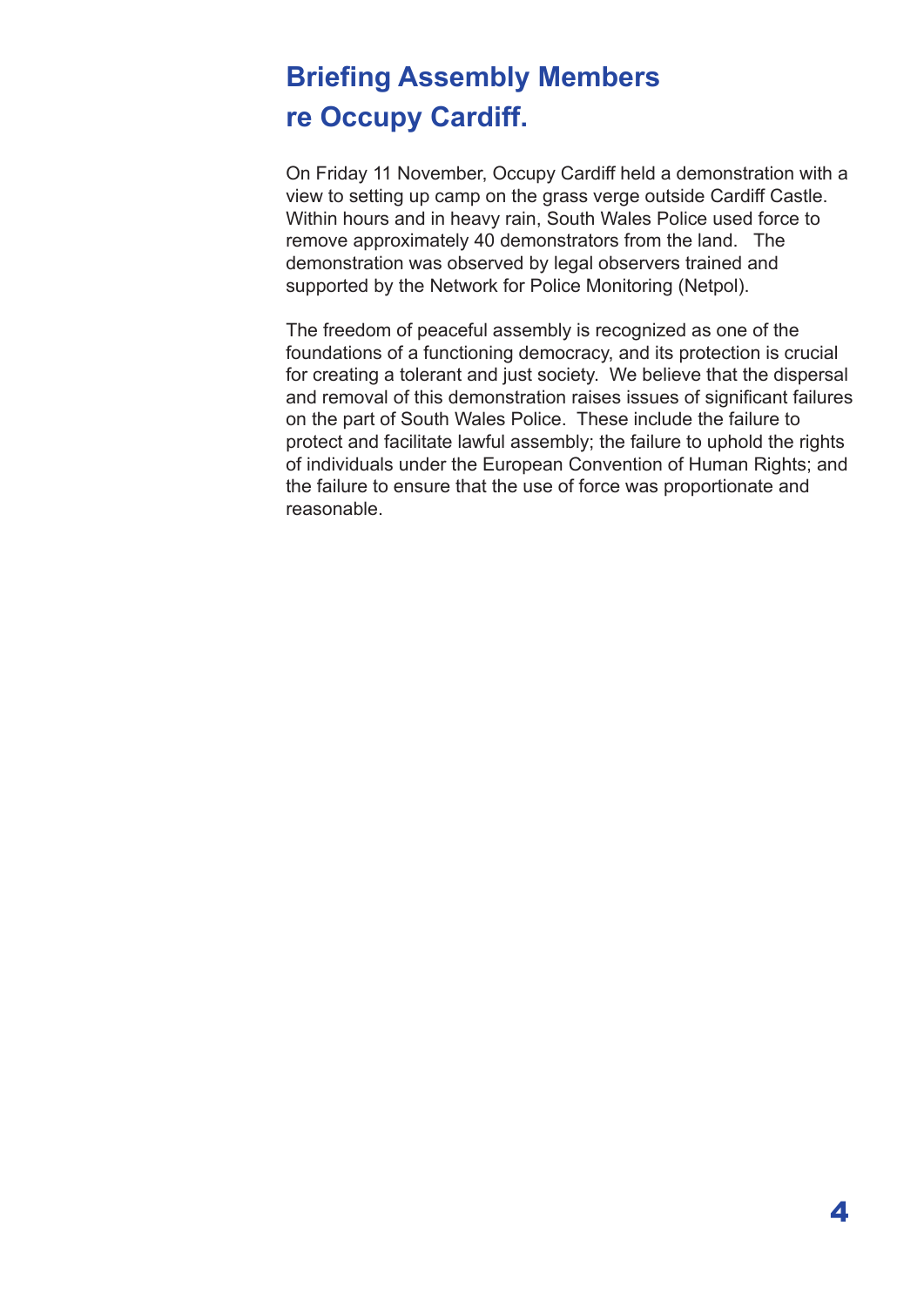# Briefing Assembly Members re Occupy Cardiff.

On Friday 11 November, Occupy Cardiff held a demonstration with a view to setting up camp on the grass verge outside Cardiff Castle. Within hours and in heavy rain, South Wales Police used force to remove approximately 40 demonstrators from the land. The demonstration was observed by legal observers trained and supported by the Network for Police Monitoring (Netpol).

The freedom of peaceful assembly is recognized as one of the foundations of a functioning democracy, and its protection is crucial for creating a tolerant and just society. We believe that the dispersal and removal of this demonstration raises issues of significant failures on the part of South Wales Police. These include the failure to protect and facilitate lawful assembly; the failure to uphold the rights of individuals under the European Convention of Human Rights; and the failure to ensure that the use of force was proportionate and reasonable.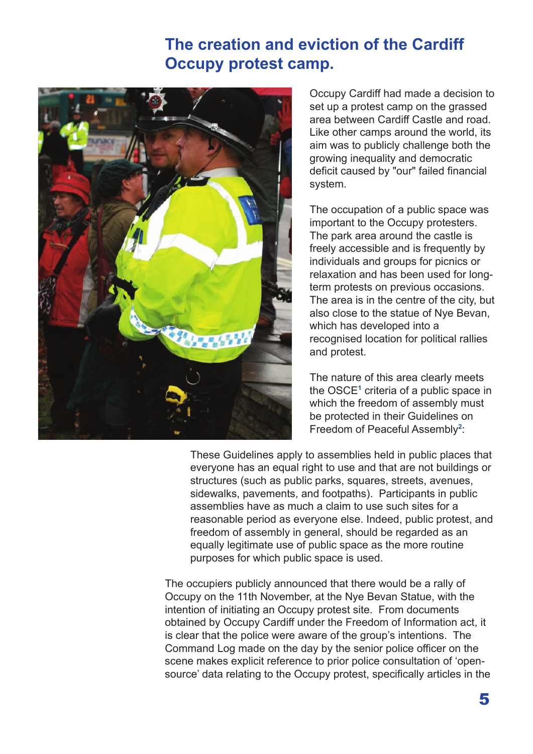# The creation and eviction of the Cardiff Occupy protest camp.

Occupy Cardiff had made a decision to set up a protest camp on the grassed area between Cardiff Castle and road. Like other camps around the world, its aim was to publicly challenge both the growing inequality and democratic deficit caused by "our" failed financial system.

The occupation of a public space was important to the Occupy protesters. The park area around the castle is freely accessible and is frequently by individuals and groups for picnics or relaxation and has been used for long-term protests on previous occasions. The area is in the centre of the city, but also close to the statue of Nye Bevan, which has developed into a recognised location for political rallies and protest.

The nature of this area clearly meets the OSCE[1] criteria of a public space in which the freedom of assembly must be protected in their Guidelines on Freedom of Peaceful Assembly[2]:

> These Guidelines apply to assemblies held in public places that everyone has an equal right to use and that are not buildings or structures (such as public parks, squares, streets, avenues, sidewalks, pavements, and footpaths). Participants in public assemblies have as much a claim to use such sites for a reasonable period as everyone else. Indeed, public protest, and freedom of assembly in general, should be regarded as an equally legitimate use of public space as the more routine purposes for which public space is used.

The occupiers publicly announced that there would be a rally of Occupy on the 11th November, at the Nye Bevan Statue, with the intention of initiating an Occupy protest site. From documents obtained by Occupy Cardiff under the Freedom of Information act, it is clear that the police were aware of the group's intentions. The Command Log made on the day by the senior police officer on the scene makes explicit reference to prior police consultation of 'open-source' data relating to the Occupy protest, specifically articles in the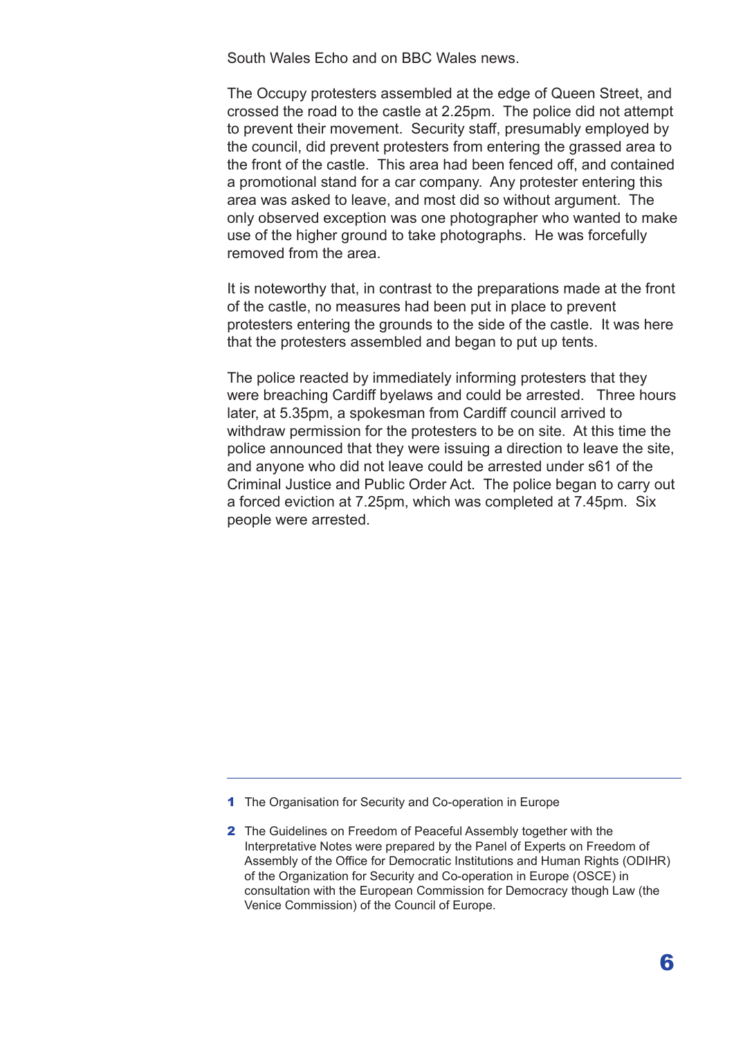South Wales Echo and on BBC Wales news.

The Occupy protesters assembled at the edge of Queen Street, and crossed the road to the castle at 2.25pm. The police did not attempt to prevent their movement. Security staff, presumably employed by the council, did prevent protesters from entering the grassed area to the front of the castle. This area had been fenced off, and contained a promotional stand for a car company. Any protester entering this area was asked to leave, and most did so without argument. The only observed exception was one photographer who wanted to make use of the higher ground to take photographs. He was forcefully removed from the area.

It is noteworthy that, in contrast to the preparations made at the front of the castle, no measures had been put in place to prevent protesters entering the grounds to the side of the castle. It was here that the protesters assembled and began to put up tents.

The police reacted by immediately informing protesters that they were breaching Cardiff byelaws and could be arrested. Three hours later, at 5.35pm, a spokesman from Cardiff council arrived to withdraw permission for the protesters to be on site. At this time the police announced that they were issuing a direction to leave the site, and anyone who did not leave could be arrested under s61 of the Criminal Justice and Public Order Act. The police began to carry out a forced eviction at 7.25pm, which was completed at 7.45pm. Six people were arrested.

---

1 The Organisation for Security and Co-operation in Europe

2 The Guidelines on Freedom of Peaceful Assembly together with the Interpretative Notes were prepared by the Panel of Experts on Freedom of Assembly of the Office for Democratic Institutions and Human Rights (ODIHR) of the Organization for Security and Co-operation in Europe (OSCE) in consultation with the European Commission for Democracy though Law (the Venice Commission) of the Council of Europe.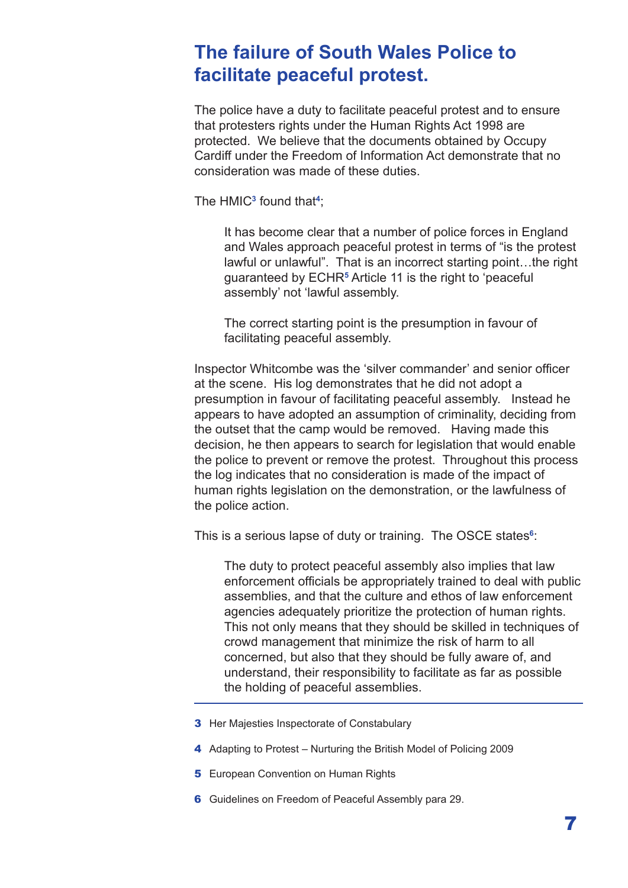## The failure of South Wales Police to facilitate peaceful protest.

The police have a duty to facilitate peaceful protest and to ensure that protesters rights under the Human Rights Act 1998 are protected. We believe that the documents obtained by Occupy Cardiff under the Freedom of Information Act demonstrate that no consideration was made of these duties.

The HMIC[3] found that[4];

> It has become clear that a number of police forces in England and Wales approach peaceful protest in terms of "is the protest lawful or unlawful". That is an incorrect starting point…the right guaranteed by ECHR[5] Article 11 is the right to 'peaceful assembly' not 'lawful assembly.
>
> The correct starting point is the presumption in favour of facilitating peaceful assembly.

Inspector Whitcombe was the 'silver commander' and senior officer at the scene. His log demonstrates that he did not adopt a presumption in favour of facilitating peaceful assembly. Instead he appears to have adopted an assumption of criminality, deciding from the outset that the camp would be removed. Having made this decision, he then appears to search for legislation that would enable the police to prevent or remove the protest. Throughout this process the log indicates that no consideration is made of the impact of human rights legislation on the demonstration, or the lawfulness of the police action.

This is a serious lapse of duty or training. The OSCE states[6]:

> The duty to protect peaceful assembly also implies that law enforcement officials be appropriately trained to deal with public assemblies, and that the culture and ethos of law enforcement agencies adequately prioritize the protection of human rights. This not only means that they should be skilled in techniques of crowd management that minimize the risk of harm to all concerned, but also that they should be fully aware of, and understand, their responsibility to facilitate as far as possible the holding of peaceful assemblies.

---

3 Her Majesties Inspectorate of Constabulary

4 Adapting to Protest – Nurturing the British Model of Policing 2009

5 European Convention on Human Rights

6 Guidelines on Freedom of Peaceful Assembly para 29.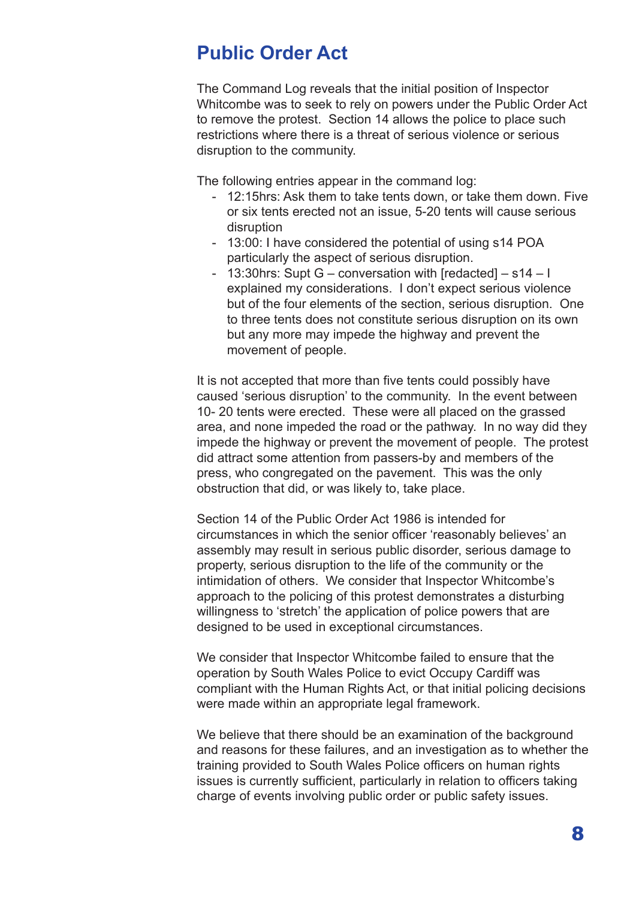## Public Order Act

The Command Log reveals that the initial position of Inspector Whitcombe was to seek to rely on powers under the Public Order Act to remove the protest. Section 14 allows the police to place such restrictions where there is a threat of serious violence or serious disruption to the community.

The following entries appear in the command log:

- 12:15hrs: Ask them to take tents down, or take them down. Five or six tents erected not an issue, 5-20 tents will cause serious disruption
- 13:00: I have considered the potential of using s14 POA particularly the aspect of serious disruption.
- 13:30hrs: Supt G – conversation with [redacted] – s14 – I explained my considerations. I don't expect serious violence but of the four elements of the section, serious disruption. One to three tents does not constitute serious disruption on its own but any more may impede the highway and prevent the movement of people.

It is not accepted that more than five tents could possibly have caused 'serious disruption' to the community. In the event between 10- 20 tents were erected. These were all placed on the grassed area, and none impeded the road or the pathway. In no way did they impede the highway or prevent the movement of people. The protest did attract some attention from passers-by and members of the press, who congregated on the pavement. This was the only obstruction that did, or was likely to, take place.

Section 14 of the Public Order Act 1986 is intended for circumstances in which the senior officer 'reasonably believes' an assembly may result in serious public disorder, serious damage to property, serious disruption to the life of the community or the intimidation of others. We consider that Inspector Whitcombe's approach to the policing of this protest demonstrates a disturbing willingness to 'stretch' the application of police powers that are designed to be used in exceptional circumstances.

We consider that Inspector Whitcombe failed to ensure that the operation by South Wales Police to evict Occupy Cardiff was compliant with the Human Rights Act, or that initial policing decisions were made within an appropriate legal framework.

We believe that there should be an examination of the background and reasons for these failures, and an investigation as to whether the training provided to South Wales Police officers on human rights issues is currently sufficient, particularly in relation to officers taking charge of events involving public order or public safety issues.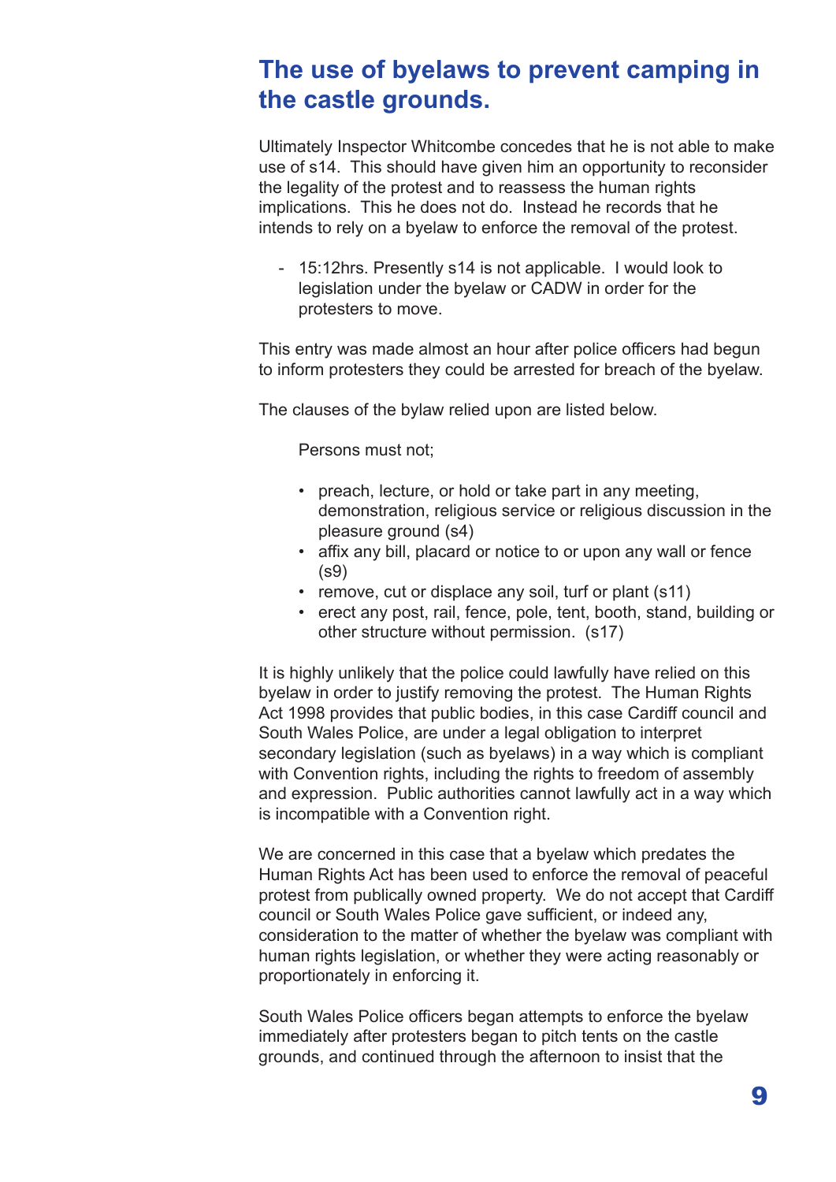## The use of byelaws to prevent camping in the castle grounds.

Ultimately Inspector Whitcombe concedes that he is not able to make use of s14. This should have given him an opportunity to reconsider the legality of the protest and to reassess the human rights implications. This he does not do. Instead he records that he intends to rely on a byelaw to enforce the removal of the protest.

- 15:12hrs. Presently s14 is not applicable. I would look to legislation under the byelaw or CADW in order for the protesters to move.

This entry was made almost an hour after police officers had begun to inform protesters they could be arrested for breach of the byelaw.

The clauses of the bylaw relied upon are listed below.

Persons must not;

- preach, lecture, or hold or take part in any meeting, demonstration, religious service or religious discussion in the pleasure ground (s4)
- affix any bill, placard or notice to or upon any wall or fence (s9)
- remove, cut or displace any soil, turf or plant (s11)
- erect any post, rail, fence, pole, tent, booth, stand, building or other structure without permission. (s17)

It is highly unlikely that the police could lawfully have relied on this byelaw in order to justify removing the protest. The Human Rights Act 1998 provides that public bodies, in this case Cardiff council and South Wales Police, are under a legal obligation to interpret secondary legislation (such as byelaws) in a way which is compliant with Convention rights, including the rights to freedom of assembly and expression. Public authorities cannot lawfully act in a way which is incompatible with a Convention right.

We are concerned in this case that a byelaw which predates the Human Rights Act has been used to enforce the removal of peaceful protest from publically owned property. We do not accept that Cardiff council or South Wales Police gave sufficient, or indeed any, consideration to the matter of whether the byelaw was compliant with human rights legislation, or whether they were acting reasonably or proportionately in enforcing it.

South Wales Police officers began attempts to enforce the byelaw immediately after protesters began to pitch tents on the castle grounds, and continued through the afternoon to insist that the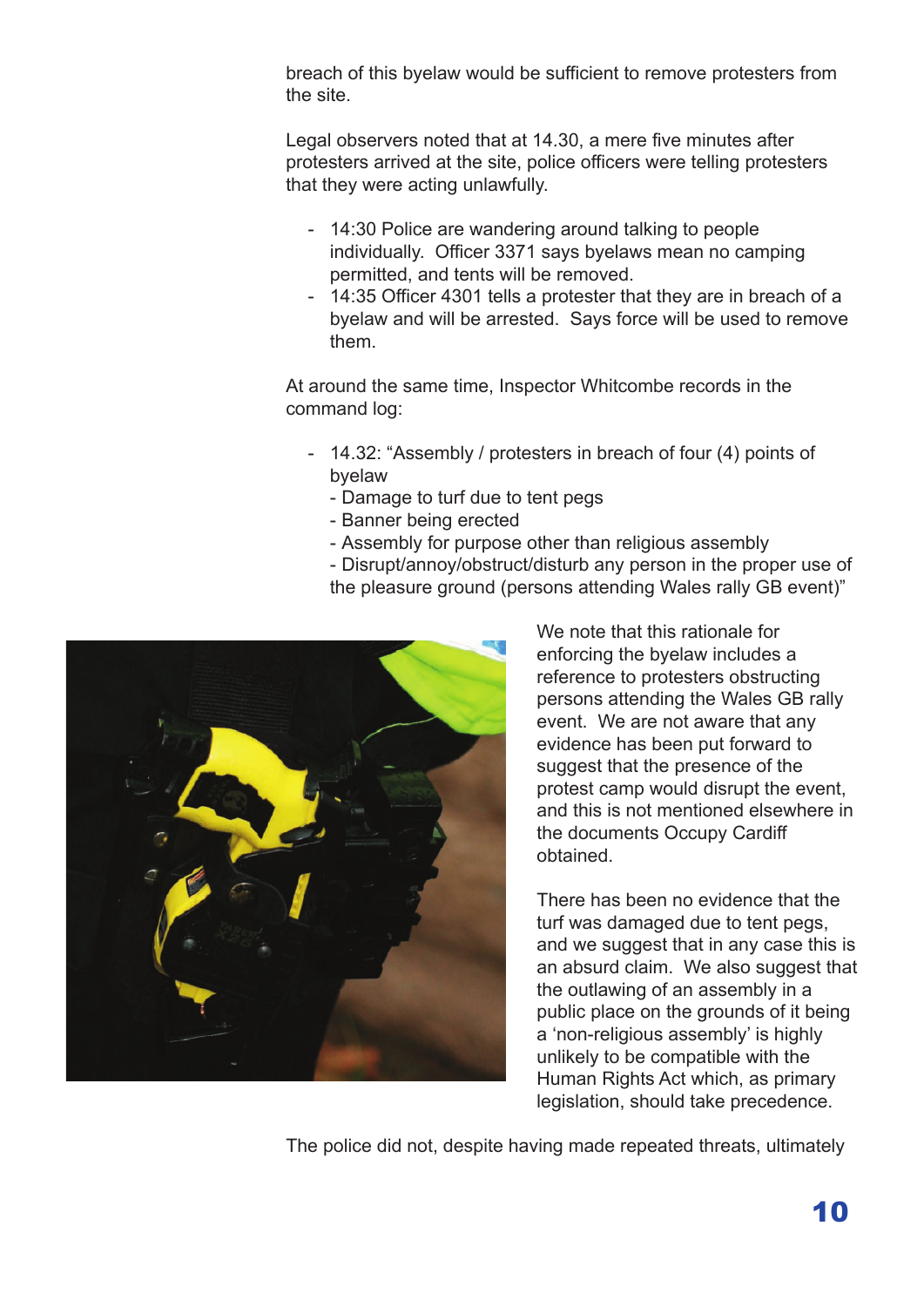breach of this byelaw would be sufficient to remove protesters from the site.

Legal observers noted that at 14.30, a mere five minutes after protesters arrived at the site, police officers were telling protesters that they were acting unlawfully.

- 14:30 Police are wandering around talking to people individually. Officer 3371 says byelaws mean no camping permitted, and tents will be removed.
- 14:35 Officer 4301 tells a protester that they are in breach of a byelaw and will be arrested. Says force will be used to remove them.

At around the same time, Inspector Whitcombe records in the command log:

- 14.32: "Assembly / protesters in breach of four (4) points of byelaw
  - Damage to turf due to tent pegs
  - Banner being erected
  - Assembly for purpose other than religious assembly
  - Disrupt/annoy/obstruct/disturb any person in the proper use of the pleasure ground (persons attending Wales rally GB event)"

We note that this rationale for enforcing the byelaw includes a reference to protesters obstructing persons attending the Wales GB rally event. We are not aware that any evidence has been put forward to suggest that the presence of the protest camp would disrupt the event, and this is not mentioned elsewhere in the documents Occupy Cardiff obtained.

There has been no evidence that the turf was damaged due to tent pegs, and we suggest that in any case this is an absurd claim. We also suggest that the outlawing of an assembly in a public place on the grounds of it being a 'non-religious assembly' is highly unlikely to be compatible with the Human Rights Act which, as primary legislation, should take precedence.

The police did not, despite having made repeated threats, ultimately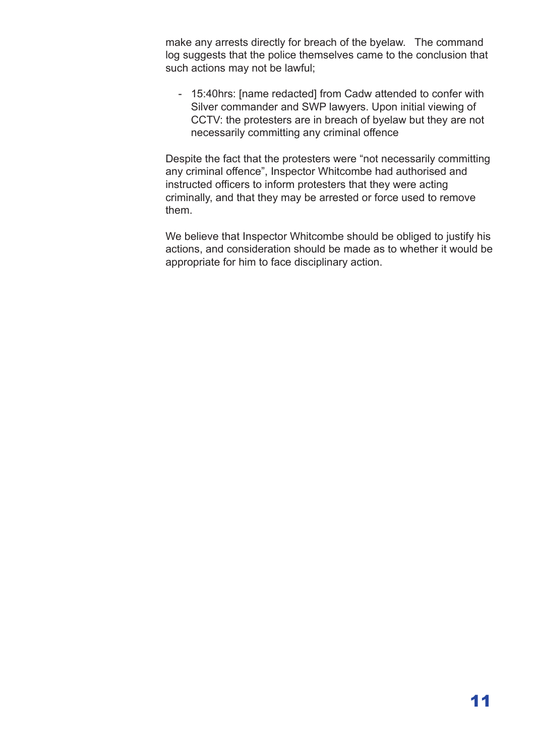make any arrests directly for breach of the byelaw. The command log suggests that the police themselves came to the conclusion that such actions may not be lawful;

- 15:40hrs: [name redacted] from Cadw attended to confer with Silver commander and SWP lawyers. Upon initial viewing of CCTV: the protesters are in breach of byelaw but they are not necessarily committing any criminal offence

Despite the fact that the protesters were “not necessarily committing any criminal offence”, Inspector Whitcombe had authorised and instructed officers to inform protesters that they were acting criminally, and that they may be arrested or force used to remove them.

We believe that Inspector Whitcombe should be obliged to justify his actions, and consideration should be made as to whether it would be appropriate for him to face disciplinary action.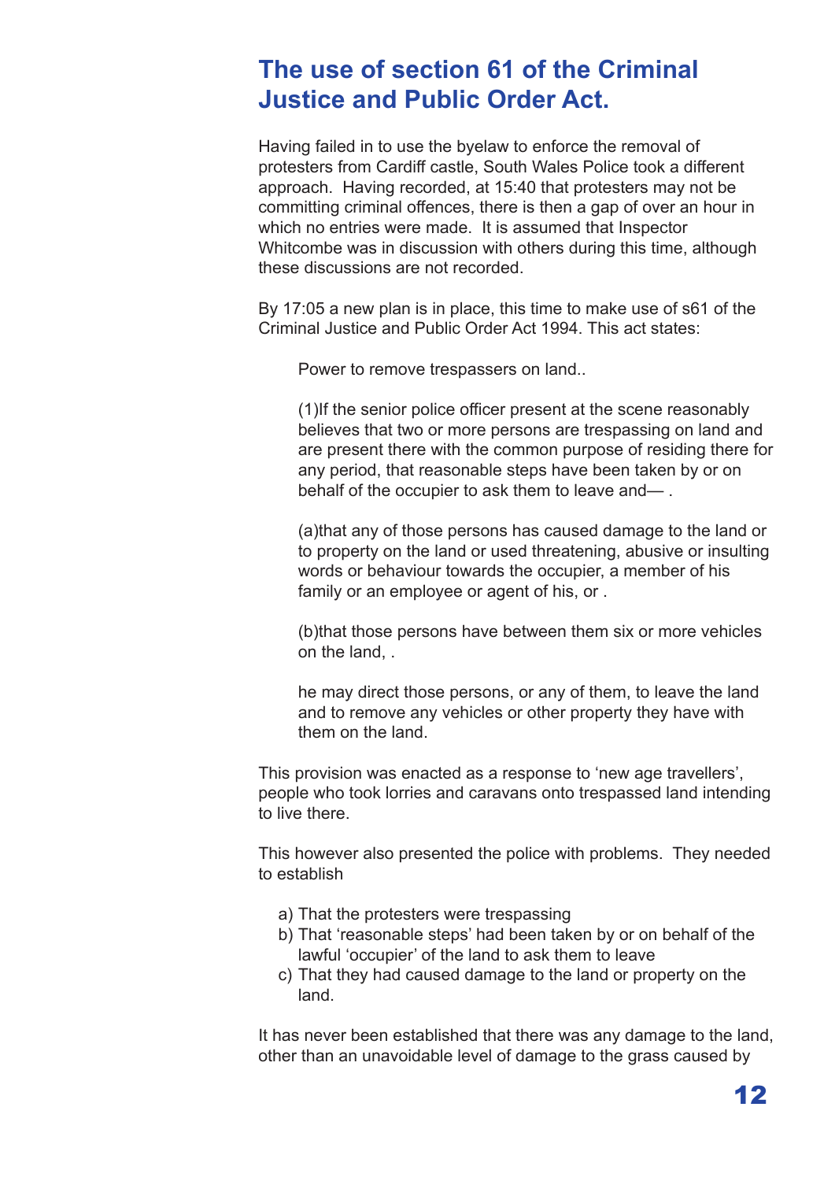## The use of section 61 of the Criminal Justice and Public Order Act.

Having failed in to use the byelaw to enforce the removal of protesters from Cardiff castle, South Wales Police took a different approach. Having recorded, at 15:40 that protesters may not be committing criminal offences, there is then a gap of over an hour in which no entries were made. It is assumed that Inspector Whitcombe was in discussion with others during this time, although these discussions are not recorded.

By 17:05 a new plan is in place, this time to make use of s61 of the Criminal Justice and Public Order Act 1994. This act states:

> Power to remove trespassers on land..
>
> (1)If the senior police officer present at the scene reasonably believes that two or more persons are trespassing on land and are present there with the common purpose of residing there for any period, that reasonable steps have been taken by or on behalf of the occupier to ask them to leave and— .
>
> (a)that any of those persons has caused damage to the land or to property on the land or used threatening, abusive or insulting words or behaviour towards the occupier, a member of his family or an employee or agent of his, or .
>
> (b)that those persons have between them six or more vehicles on the land, .
>
> he may direct those persons, or any of them, to leave the land and to remove any vehicles or other property they have with them on the land.

This provision was enacted as a response to 'new age travellers', people who took lorries and caravans onto trespassed land intending to live there.

This however also presented the police with problems. They needed to establish

a) That the protesters were trespassing
b) That 'reasonable steps' had been taken by or on behalf of the lawful 'occupier' of the land to ask them to leave
c) That they had caused damage to the land or property on the land.

It has never been established that there was any damage to the land, other than an unavoidable level of damage to the grass caused by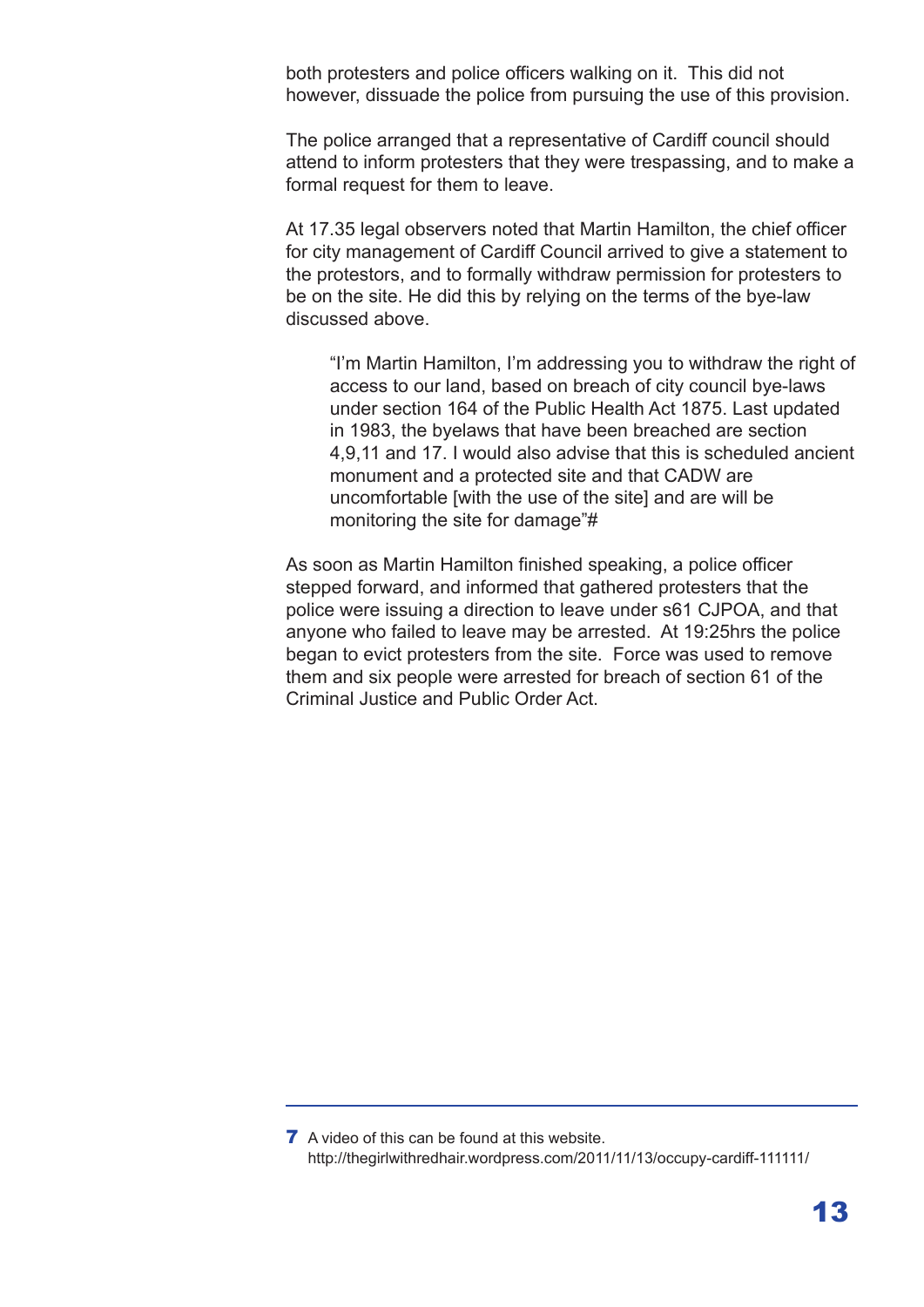both protesters and police officers walking on it. This did not however, dissuade the police from pursuing the use of this provision.

The police arranged that a representative of Cardiff council should attend to inform protesters that they were trespassing, and to make a formal request for them to leave.

At 17.35 legal observers noted that Martin Hamilton, the chief officer for city management of Cardiff Council arrived to give a statement to the protestors, and to formally withdraw permission for protesters to be on the site. He did this by relying on the terms of the bye-law discussed above.

> "I'm Martin Hamilton, I'm addressing you to withdraw the right of access to our land, based on breach of city council bye-laws under section 164 of the Public Health Act 1875. Last updated in 1983, the byelaws that have been breached are section 4,9,11 and 17. I would also advise that this is scheduled ancient monument and a protected site and that CADW are uncomfortable [with the use of the site] and are will be monitoring the site for damage"#

As soon as Martin Hamilton finished speaking, a police officer stepped forward, and informed that gathered protesters that the police were issuing a direction to leave under s61 CJPOA, and that anyone who failed to leave may be arrested. At 19:25hrs the police began to evict protesters from the site. Force was used to remove them and six people were arrested for breach of section 61 of the Criminal Justice and Public Order Act.

---

7 A video of this can be found at this website. http://thegirlwithredhair.wordpress.com/2011/11/13/occupy-cardiff-111111/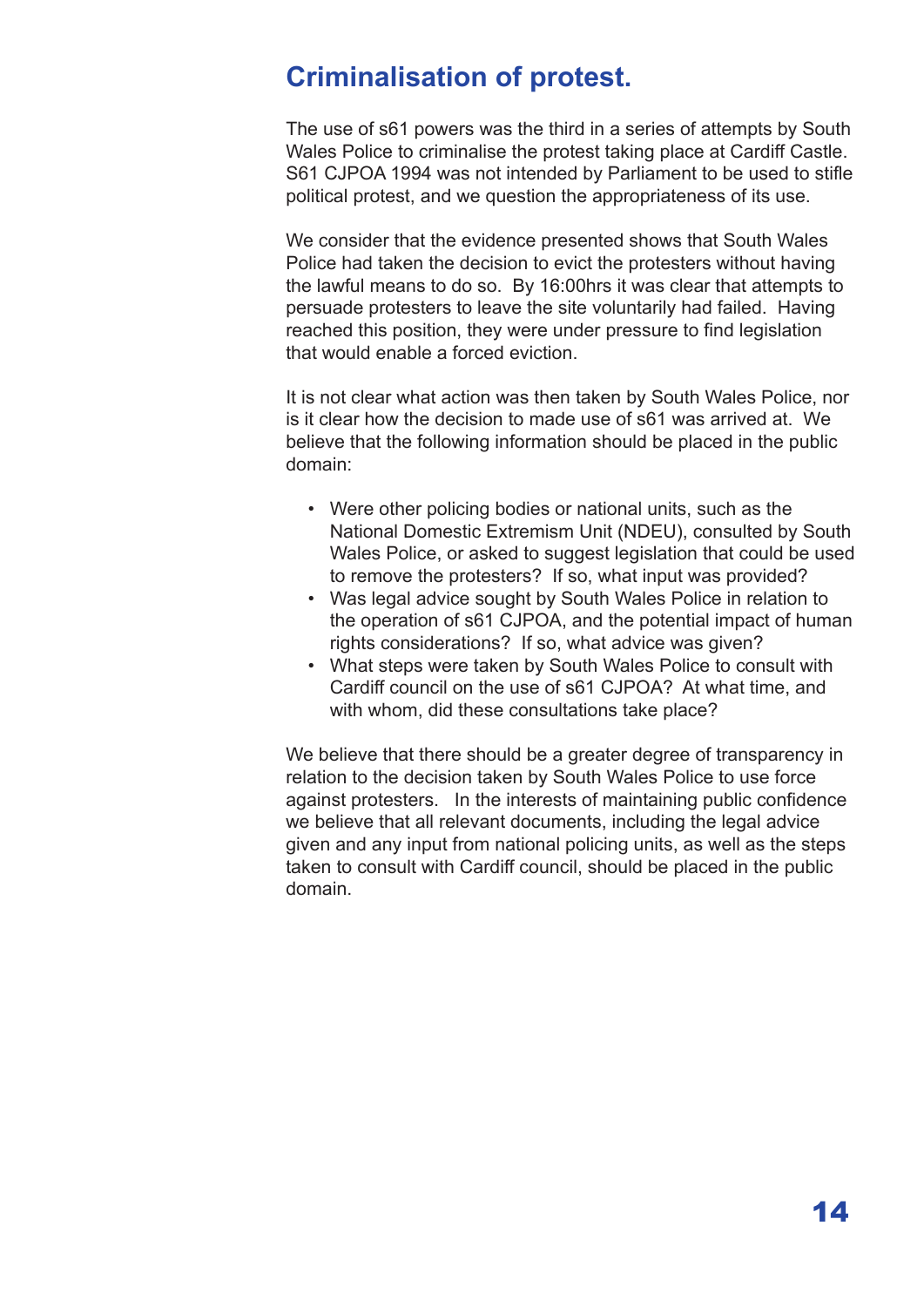## Criminalisation of protest.

The use of s61 powers was the third in a series of attempts by South Wales Police to criminalise the protest taking place at Cardiff Castle. S61 CJPOA 1994 was not intended by Parliament to be used to stifle political protest, and we question the appropriateness of its use.

We consider that the evidence presented shows that South Wales Police had taken the decision to evict the protesters without having the lawful means to do so. By 16:00hrs it was clear that attempts to persuade protesters to leave the site voluntarily had failed. Having reached this position, they were under pressure to find legislation that would enable a forced eviction.

It is not clear what action was then taken by South Wales Police, nor is it clear how the decision to made use of s61 was arrived at. We believe that the following information should be placed in the public domain:

- Were other policing bodies or national units, such as the National Domestic Extremism Unit (NDEU), consulted by South Wales Police, or asked to suggest legislation that could be used to remove the protesters? If so, what input was provided?
- Was legal advice sought by South Wales Police in relation to the operation of s61 CJPOA, and the potential impact of human rights considerations? If so, what advice was given?
- What steps were taken by South Wales Police to consult with Cardiff council on the use of s61 CJPOA? At what time, and with whom, did these consultations take place?

We believe that there should be a greater degree of transparency in relation to the decision taken by South Wales Police to use force against protesters. In the interests of maintaining public confidence we believe that all relevant documents, including the legal advice given and any input from national policing units, as well as the steps taken to consult with Cardiff council, should be placed in the public domain.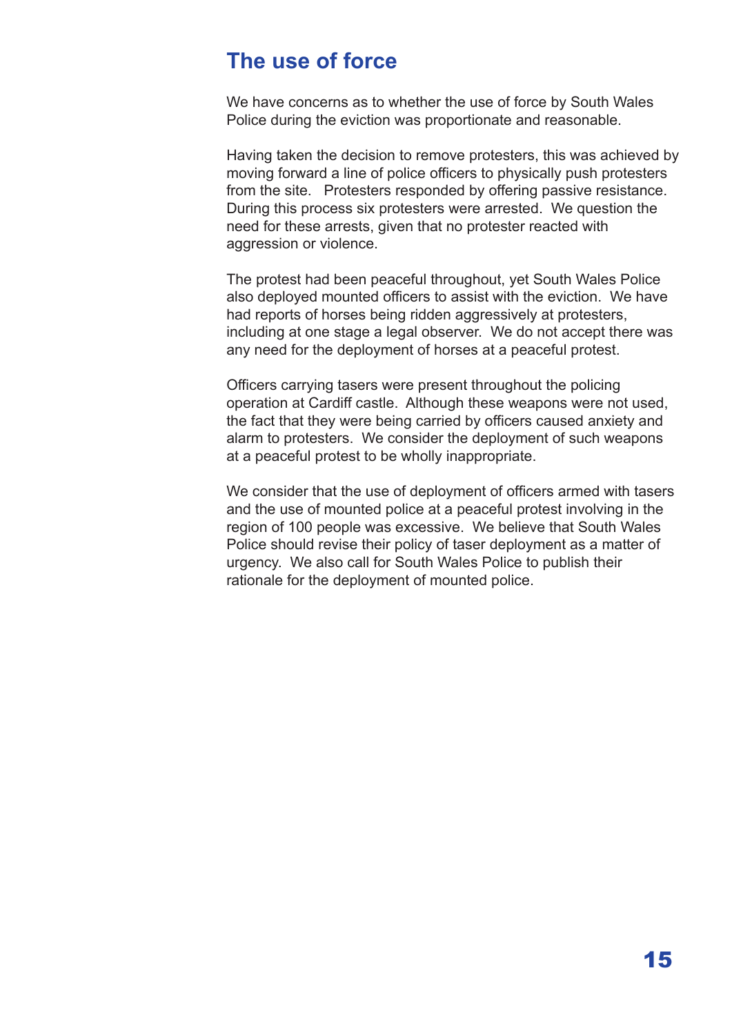## The use of force

We have concerns as to whether the use of force by South Wales Police during the eviction was proportionate and reasonable.

Having taken the decision to remove protesters, this was achieved by moving forward a line of police officers to physically push protesters from the site. Protesters responded by offering passive resistance. During this process six protesters were arrested. We question the need for these arrests, given that no protester reacted with aggression or violence.

The protest had been peaceful throughout, yet South Wales Police also deployed mounted officers to assist with the eviction. We have had reports of horses being ridden aggressively at protesters, including at one stage a legal observer. We do not accept there was any need for the deployment of horses at a peaceful protest.

Officers carrying tasers were present throughout the policing operation at Cardiff castle. Although these weapons were not used, the fact that they were being carried by officers caused anxiety and alarm to protesters. We consider the deployment of such weapons at a peaceful protest to be wholly inappropriate.

We consider that the use of deployment of officers armed with tasers and the use of mounted police at a peaceful protest involving in the region of 100 people was excessive. We believe that South Wales Police should revise their policy of taser deployment as a matter of urgency. We also call for South Wales Police to publish their rationale for the deployment of mounted police.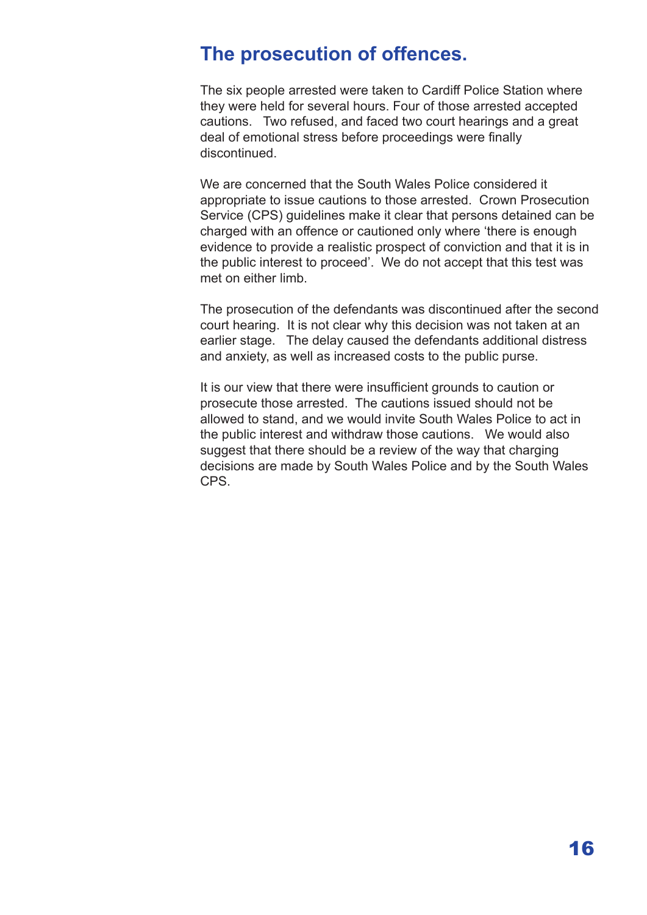## The prosecution of offences.

The six people arrested were taken to Cardiff Police Station where they were held for several hours. Four of those arrested accepted cautions. Two refused, and faced two court hearings and a great deal of emotional stress before proceedings were finally discontinued.

We are concerned that the South Wales Police considered it appropriate to issue cautions to those arrested. Crown Prosecution Service (CPS) guidelines make it clear that persons detained can be charged with an offence or cautioned only where 'there is enough evidence to provide a realistic prospect of conviction and that it is in the public interest to proceed'. We do not accept that this test was met on either limb.

The prosecution of the defendants was discontinued after the second court hearing. It is not clear why this decision was not taken at an earlier stage. The delay caused the defendants additional distress and anxiety, as well as increased costs to the public purse.

It is our view that there were insufficient grounds to caution or prosecute those arrested. The cautions issued should not be allowed to stand, and we would invite South Wales Police to act in the public interest and withdraw those cautions. We would also suggest that there should be a review of the way that charging decisions are made by South Wales Police and by the South Wales CPS.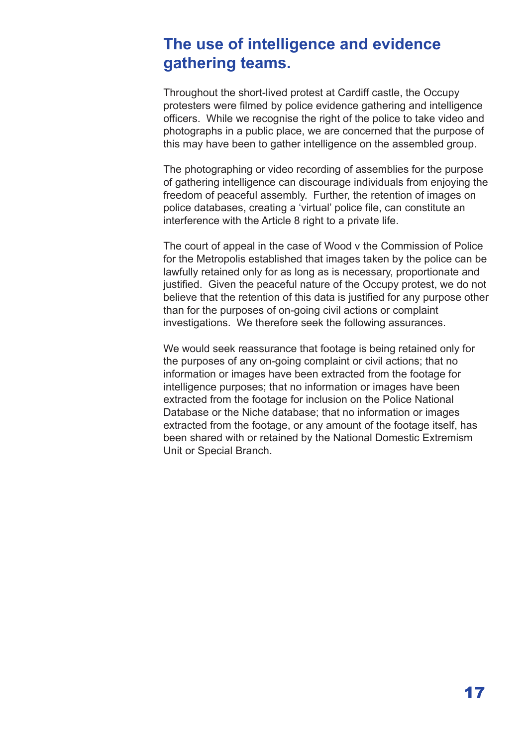## The use of intelligence and evidence gathering teams.

Throughout the short-lived protest at Cardiff castle, the Occupy protesters were filmed by police evidence gathering and intelligence officers. While we recognise the right of the police to take video and photographs in a public place, we are concerned that the purpose of this may have been to gather intelligence on the assembled group.

The photographing or video recording of assemblies for the purpose of gathering intelligence can discourage individuals from enjoying the freedom of peaceful assembly. Further, the retention of images on police databases, creating a ‘virtual’ police file, can constitute an interference with the Article 8 right to a private life.

The court of appeal in the case of Wood v the Commission of Police for the Metropolis established that images taken by the police can be lawfully retained only for as long as is necessary, proportionate and justified. Given the peaceful nature of the Occupy protest, we do not believe that the retention of this data is justified for any purpose other than for the purposes of on-going civil actions or complaint investigations. We therefore seek the following assurances.

We would seek reassurance that footage is being retained only for the purposes of any on-going complaint or civil actions; that no information or images have been extracted from the footage for intelligence purposes; that no information or images have been extracted from the footage for inclusion on the Police National Database or the Niche database; that no information or images extracted from the footage, or any amount of the footage itself, has been shared with or retained by the National Domestic Extremism Unit or Special Branch.